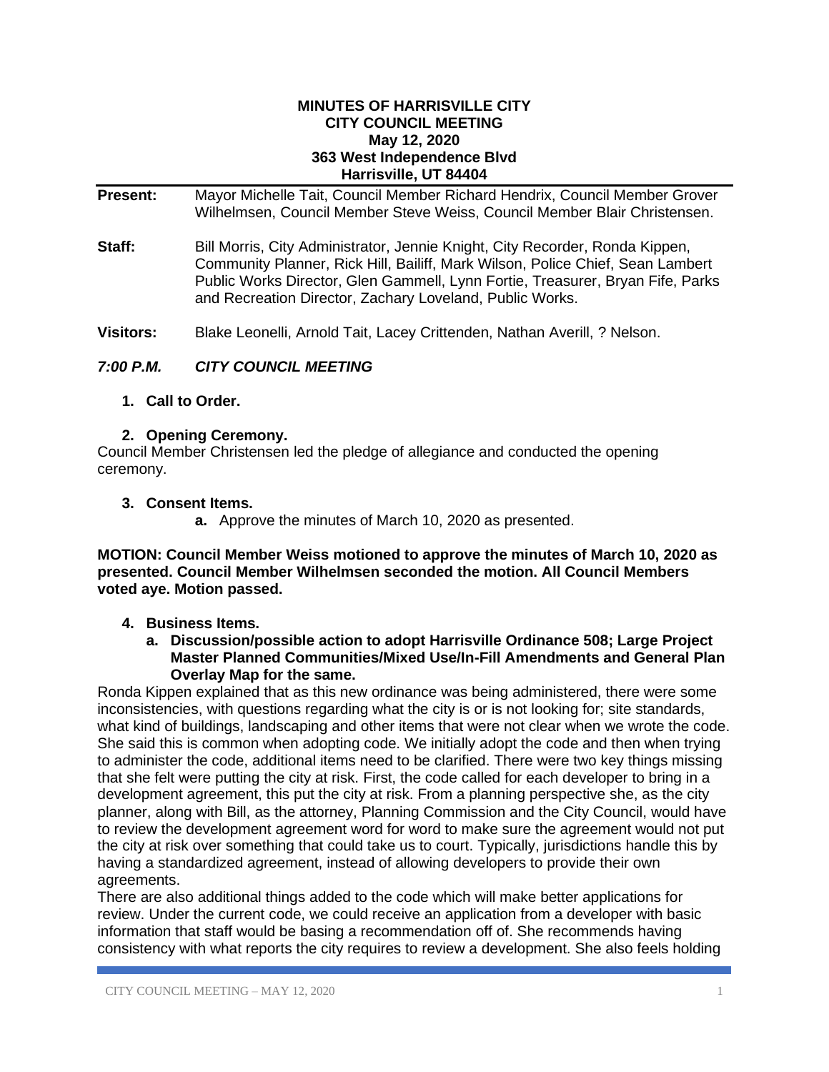**MINUTES OF HARRISVILLE CITY**
**CITY COUNCIL MEETING**
**May 12, 2020**
**363 West Independence Blvd**
**Harrisville, UT 84404**

**Present:** Mayor Michelle Tait, Council Member Richard Hendrix, Council Member Grover Wilhelmsen, Council Member Steve Weiss, Council Member Blair Christensen.

**Staff:** Bill Morris, City Administrator, Jennie Knight, City Recorder, Ronda Kippen, Community Planner, Rick Hill, Bailiff, Mark Wilson, Police Chief, Sean Lambert Public Works Director, Glen Gammell, Lynn Fortie, Treasurer, Bryan Fife, Parks and Recreation Director, Zachary Loveland, Public Works.

**Visitors:** Blake Leonelli, Arnold Tait, Lacey Crittenden, Nathan Averill, ? Nelson.

***7:00 P.M. CITY COUNCIL MEETING***

1. **Call to Order.**

2. **Opening Ceremony.**

Council Member Christensen led the pledge of allegiance and conducted the opening ceremony.

3. **Consent Items.**
   a. Approve the minutes of March 10, 2020 as presented.

**MOTION: Council Member Weiss motioned to approve the minutes of March 10, 2020 as presented. Council Member Wilhelmsen seconded the motion. All Council Members voted aye. Motion passed.**

4. **Business Items.**
   a. **Discussion/possible action to adopt Harrisville Ordinance 508; Large Project Master Planned Communities/Mixed Use/In-Fill Amendments and General Plan Overlay Map for the same.**

Ronda Kippen explained that as this new ordinance was being administered, there were some inconsistencies, with questions regarding what the city is or is not looking for; site standards, what kind of buildings, landscaping and other items that were not clear when we wrote the code. She said this is common when adopting code. We initially adopt the code and then when trying to administer the code, additional items need to be clarified. There were two key things missing that she felt were putting the city at risk. First, the code called for each developer to bring in a development agreement, this put the city at risk. From a planning perspective she, as the city planner, along with Bill, as the attorney, Planning Commission and the City Council, would have to review the development agreement word for word to make sure the agreement would not put the city at risk over something that could take us to court. Typically, jurisdictions handle this by having a standardized agreement, instead of allowing developers to provide their own agreements.

There are also additional things added to the code which will make better applications for review. Under the current code, we could receive an application from a developer with basic information that staff would be basing a recommendation off of. She recommends having consistency with what reports the city requires to review a development. She also feels holding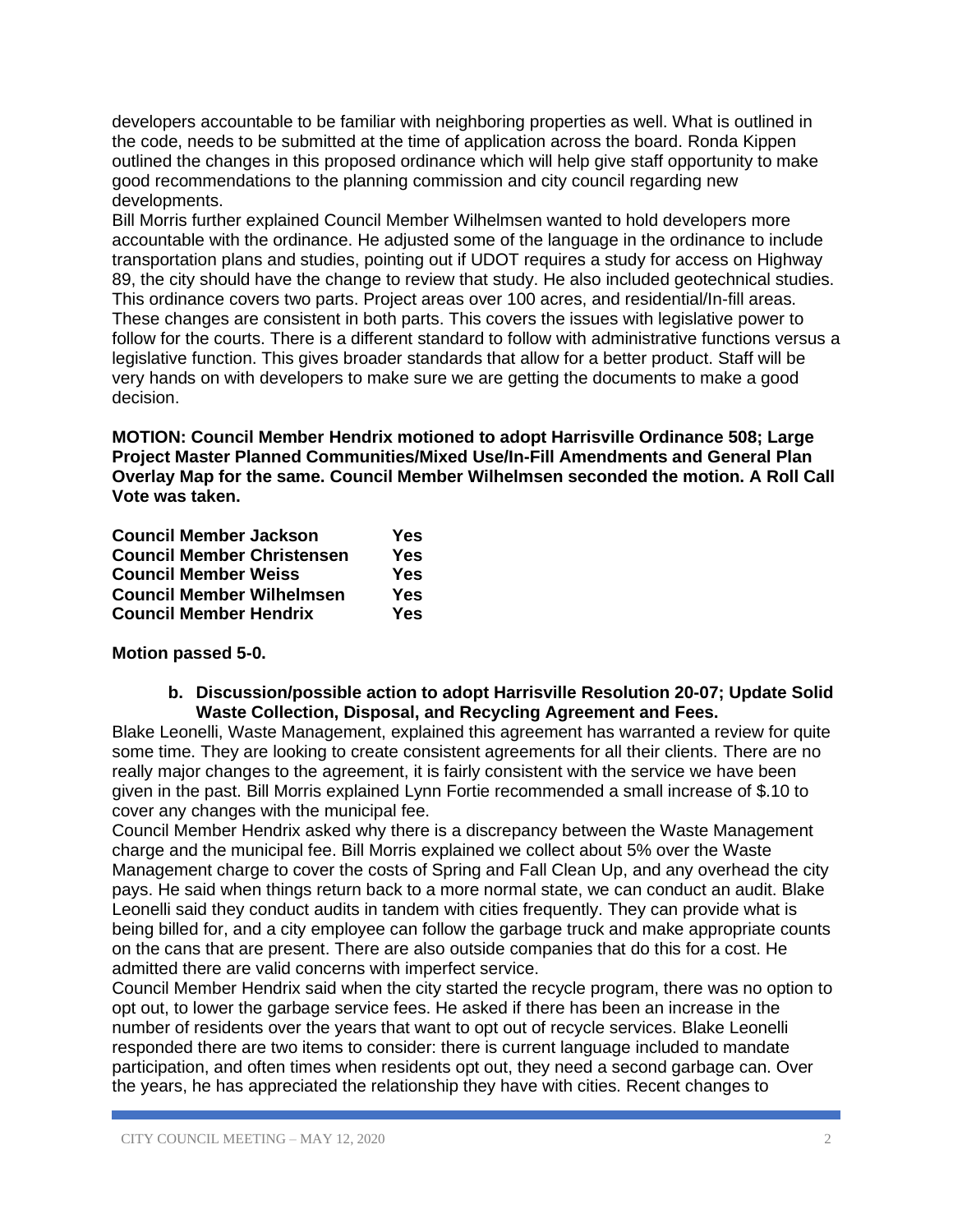developers accountable to be familiar with neighboring properties as well. What is outlined in the code, needs to be submitted at the time of application across the board. Ronda Kippen outlined the changes in this proposed ordinance which will help give staff opportunity to make good recommendations to the planning commission and city council regarding new developments.

Bill Morris further explained Council Member Wilhelmsen wanted to hold developers more accountable with the ordinance. He adjusted some of the language in the ordinance to include transportation plans and studies, pointing out if UDOT requires a study for access on Highway 89, the city should have the change to review that study. He also included geotechnical studies. This ordinance covers two parts. Project areas over 100 acres, and residential/In-fill areas. These changes are consistent in both parts. This covers the issues with legislative power to follow for the courts. There is a different standard to follow with administrative functions versus a legislative function. This gives broader standards that allow for a better product. Staff will be very hands on with developers to make sure we are getting the documents to make a good decision.

**MOTION: Council Member Hendrix motioned to adopt Harrisville Ordinance 508; Large Project Master Planned Communities/Mixed Use/In-Fill Amendments and General Plan Overlay Map for the same. Council Member Wilhelmsen seconded the motion. A Roll Call Vote was taken.**

| | |
|---|---|
| **Council Member Jackson** | **Yes** |
| **Council Member Christensen** | **Yes** |
| **Council Member Weiss** | **Yes** |
| **Council Member Wilhelmsen** | **Yes** |
| **Council Member Hendrix** | **Yes** |

**Motion passed 5-0.**

**b. Discussion/possible action to adopt Harrisville Resolution 20-07; Update Solid Waste Collection, Disposal, and Recycling Agreement and Fees.**

Blake Leonelli, Waste Management, explained this agreement has warranted a review for quite some time. They are looking to create consistent agreements for all their clients. There are no really major changes to the agreement, it is fairly consistent with the service we have been given in the past. Bill Morris explained Lynn Fortie recommended a small increase of $.10 to cover any changes with the municipal fee.

Council Member Hendrix asked why there is a discrepancy between the Waste Management charge and the municipal fee. Bill Morris explained we collect about 5% over the Waste Management charge to cover the costs of Spring and Fall Clean Up, and any overhead the city pays. He said when things return back to a more normal state, we can conduct an audit. Blake Leonelli said they conduct audits in tandem with cities frequently. They can provide what is being billed for, and a city employee can follow the garbage truck and make appropriate counts on the cans that are present. There are also outside companies that do this for a cost. He admitted there are valid concerns with imperfect service.

Council Member Hendrix said when the city started the recycle program, there was no option to opt out, to lower the garbage service fees. He asked if there has been an increase in the number of residents over the years that want to opt out of recycle services. Blake Leonelli responded there are two items to consider: there is current language included to mandate participation, and often times when residents opt out, they need a second garbage can. Over the years, he has appreciated the relationship they have with cities. Recent changes to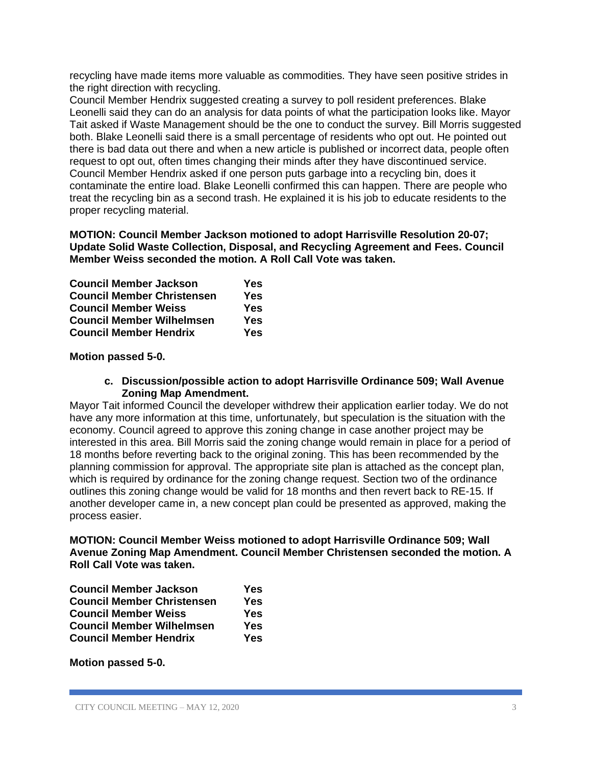recycling have made items more valuable as commodities. They have seen positive strides in the right direction with recycling.

Council Member Hendrix suggested creating a survey to poll resident preferences. Blake Leonelli said they can do an analysis for data points of what the participation looks like. Mayor Tait asked if Waste Management should be the one to conduct the survey. Bill Morris suggested both. Blake Leonelli said there is a small percentage of residents who opt out. He pointed out there is bad data out there and when a new article is published or incorrect data, people often request to opt out, often times changing their minds after they have discontinued service. Council Member Hendrix asked if one person puts garbage into a recycling bin, does it contaminate the entire load. Blake Leonelli confirmed this can happen. There are people who treat the recycling bin as a second trash. He explained it is his job to educate residents to the proper recycling material.

**MOTION: Council Member Jackson motioned to adopt Harrisville Resolution 20-07; Update Solid Waste Collection, Disposal, and Recycling Agreement and Fees. Council Member Weiss seconded the motion. A Roll Call Vote was taken.**

| | |
|---|---|
| **Council Member Jackson** | **Yes** |
| **Council Member Christensen** | **Yes** |
| **Council Member Weiss** | **Yes** |
| **Council Member Wilhelmsen** | **Yes** |
| **Council Member Hendrix** | **Yes** |

**Motion passed 5-0.**

**c. Discussion/possible action to adopt Harrisville Ordinance 509; Wall Avenue Zoning Map Amendment.**

Mayor Tait informed Council the developer withdrew their application earlier today. We do not have any more information at this time, unfortunately, but speculation is the situation with the economy. Council agreed to approve this zoning change in case another project may be interested in this area. Bill Morris said the zoning change would remain in place for a period of 18 months before reverting back to the original zoning. This has been recommended by the planning commission for approval. The appropriate site plan is attached as the concept plan, which is required by ordinance for the zoning change request. Section two of the ordinance outlines this zoning change would be valid for 18 months and then revert back to RE-15. If another developer came in, a new concept plan could be presented as approved, making the process easier.

**MOTION: Council Member Weiss motioned to adopt Harrisville Ordinance 509; Wall Avenue Zoning Map Amendment. Council Member Christensen seconded the motion. A Roll Call Vote was taken.**

| | |
|---|---|
| **Council Member Jackson** | **Yes** |
| **Council Member Christensen** | **Yes** |
| **Council Member Weiss** | **Yes** |
| **Council Member Wilhelmsen** | **Yes** |
| **Council Member Hendrix** | **Yes** |

**Motion passed 5-0.**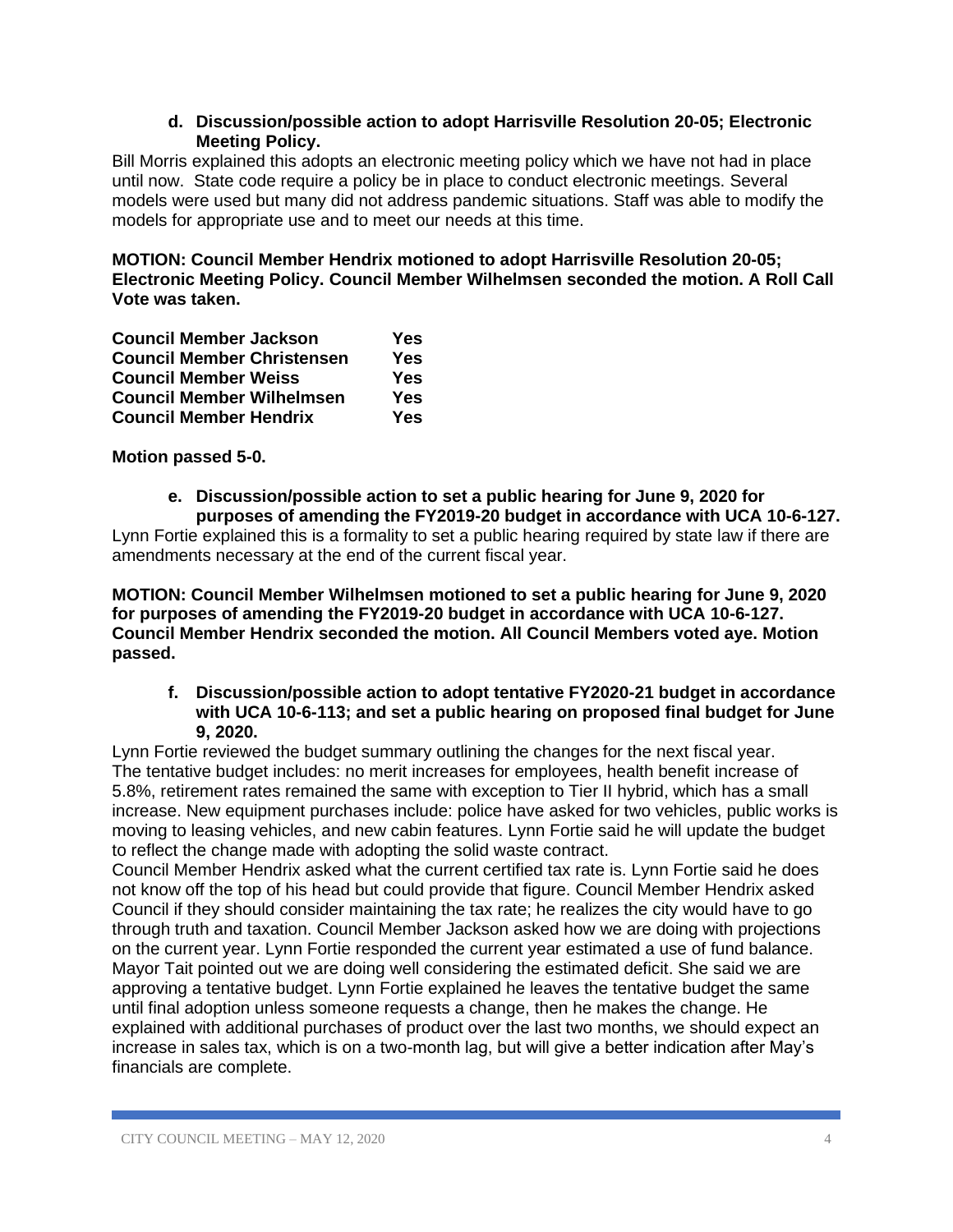**d. Discussion/possible action to adopt Harrisville Resolution 20-05; Electronic Meeting Policy.**

Bill Morris explained this adopts an electronic meeting policy which we have not had in place until now. State code require a policy be in place to conduct electronic meetings. Several models were used but many did not address pandemic situations. Staff was able to modify the models for appropriate use and to meet our needs at this time.

**MOTION: Council Member Hendrix motioned to adopt Harrisville Resolution 20-05; Electronic Meeting Policy. Council Member Wilhelmsen seconded the motion. A Roll Call Vote was taken.**

| | |
|---|---|
| **Council Member Jackson** | **Yes** |
| **Council Member Christensen** | **Yes** |
| **Council Member Weiss** | **Yes** |
| **Council Member Wilhelmsen** | **Yes** |
| **Council Member Hendrix** | **Yes** |

**Motion passed 5-0.**

**e. Discussion/possible action to set a public hearing for June 9, 2020 for purposes of amending the FY2019-20 budget in accordance with UCA 10-6-127.**

Lynn Fortie explained this is a formality to set a public hearing required by state law if there are amendments necessary at the end of the current fiscal year.

**MOTION: Council Member Wilhelmsen motioned to set a public hearing for June 9, 2020 for purposes of amending the FY2019-20 budget in accordance with UCA 10-6-127. Council Member Hendrix seconded the motion. All Council Members voted aye. Motion passed.**

**f. Discussion/possible action to adopt tentative FY2020-21 budget in accordance with UCA 10-6-113; and set a public hearing on proposed final budget for June 9, 2020.**

Lynn Fortie reviewed the budget summary outlining the changes for the next fiscal year. The tentative budget includes: no merit increases for employees, health benefit increase of 5.8%, retirement rates remained the same with exception to Tier II hybrid, which has a small increase. New equipment purchases include: police have asked for two vehicles, public works is moving to leasing vehicles, and new cabin features. Lynn Fortie said he will update the budget to reflect the change made with adopting the solid waste contract.

Council Member Hendrix asked what the current certified tax rate is. Lynn Fortie said he does not know off the top of his head but could provide that figure. Council Member Hendrix asked Council if they should consider maintaining the tax rate; he realizes the city would have to go through truth and taxation. Council Member Jackson asked how we are doing with projections on the current year. Lynn Fortie responded the current year estimated a use of fund balance. Mayor Tait pointed out we are doing well considering the estimated deficit. She said we are approving a tentative budget. Lynn Fortie explained he leaves the tentative budget the same until final adoption unless someone requests a change, then he makes the change. He explained with additional purchases of product over the last two months, we should expect an increase in sales tax, which is on a two-month lag, but will give a better indication after May's financials are complete.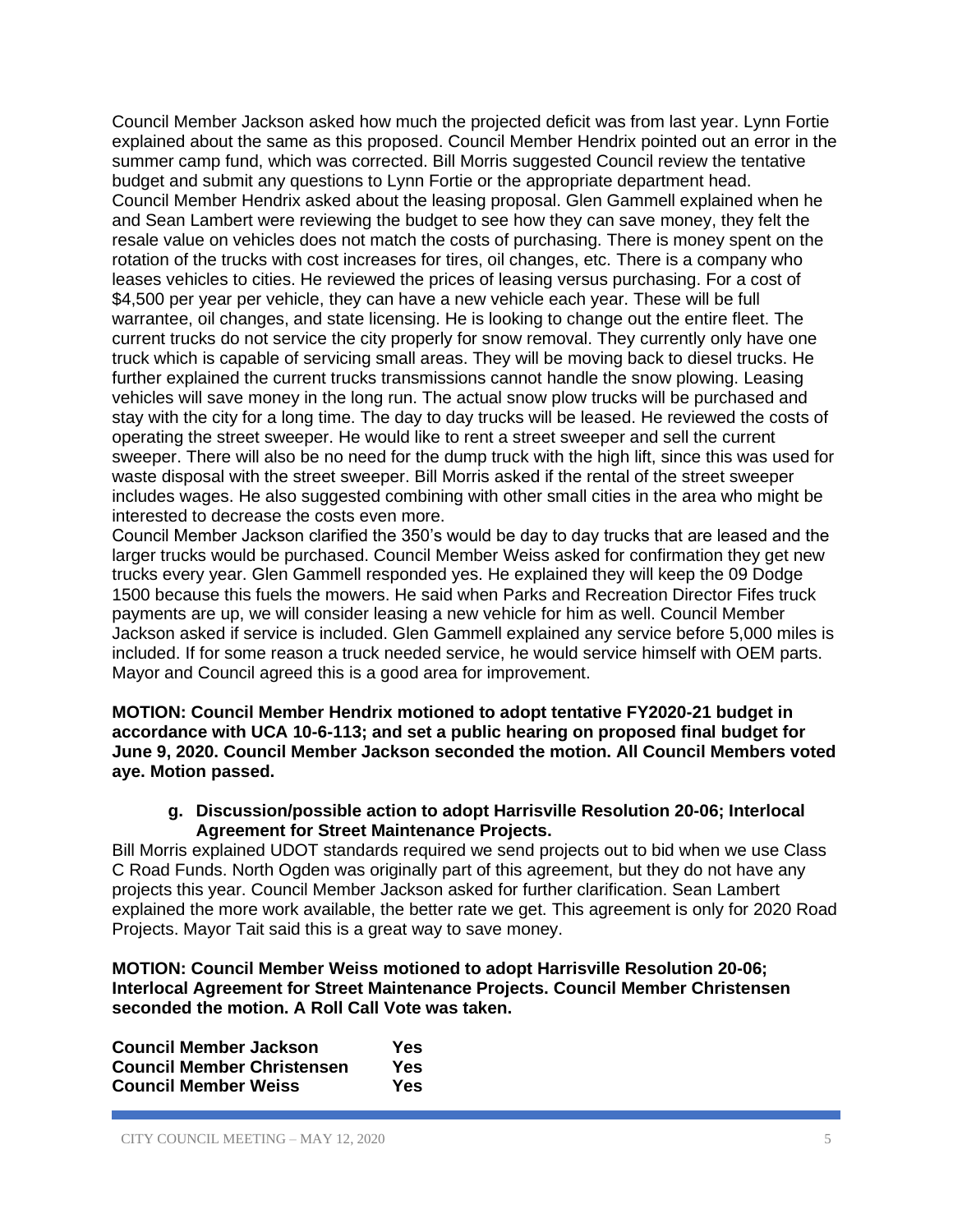Council Member Jackson asked how much the projected deficit was from last year. Lynn Fortie explained about the same as this proposed. Council Member Hendrix pointed out an error in the summer camp fund, which was corrected. Bill Morris suggested Council review the tentative budget and submit any questions to Lynn Fortie or the appropriate department head.
Council Member Hendrix asked about the leasing proposal. Glen Gammell explained when he and Sean Lambert were reviewing the budget to see how they can save money, they felt the resale value on vehicles does not match the costs of purchasing. There is money spent on the rotation of the trucks with cost increases for tires, oil changes, etc. There is a company who leases vehicles to cities. He reviewed the prices of leasing versus purchasing. For a cost of $4,500 per year per vehicle, they can have a new vehicle each year. These will be full warrantee, oil changes, and state licensing. He is looking to change out the entire fleet. The current trucks do not service the city properly for snow removal. They currently only have one truck which is capable of servicing small areas. They will be moving back to diesel trucks. He further explained the current trucks transmissions cannot handle the snow plowing. Leasing vehicles will save money in the long run. The actual snow plow trucks will be purchased and stay with the city for a long time. The day to day trucks will be leased. He reviewed the costs of operating the street sweeper. He would like to rent a street sweeper and sell the current sweeper. There will also be no need for the dump truck with the high lift, since this was used for waste disposal with the street sweeper. Bill Morris asked if the rental of the street sweeper includes wages. He also suggested combining with other small cities in the area who might be interested to decrease the costs even more.
Council Member Jackson clarified the 350's would be day to day trucks that are leased and the larger trucks would be purchased. Council Member Weiss asked for confirmation they get new trucks every year. Glen Gammell responded yes. He explained they will keep the 09 Dodge 1500 because this fuels the mowers. He said when Parks and Recreation Director Fifes truck payments are up, we will consider leasing a new vehicle for him as well. Council Member Jackson asked if service is included. Glen Gammell explained any service before 5,000 miles is included. If for some reason a truck needed service, he would service himself with OEM parts. Mayor and Council agreed this is a good area for improvement.

**MOTION: Council Member Hendrix motioned to adopt tentative FY2020-21 budget in accordance with UCA 10-6-113; and set a public hearing on proposed final budget for June 9, 2020. Council Member Jackson seconded the motion. All Council Members voted aye. Motion passed.**

**g. Discussion/possible action to adopt Harrisville Resolution 20-06; Interlocal Agreement for Street Maintenance Projects.**

Bill Morris explained UDOT standards required we send projects out to bid when we use Class C Road Funds. North Ogden was originally part of this agreement, but they do not have any projects this year. Council Member Jackson asked for further clarification. Sean Lambert explained the more work available, the better rate we get. This agreement is only for 2020 Road Projects. Mayor Tait said this is a great way to save money.

**MOTION: Council Member Weiss motioned to adopt Harrisville Resolution 20-06; Interlocal Agreement for Street Maintenance Projects. Council Member Christensen seconded the motion. A Roll Call Vote was taken.**

| | |
|---|---|
| **Council Member Jackson** | **Yes** |
| **Council Member Christensen** | **Yes** |
| **Council Member Weiss** | **Yes** |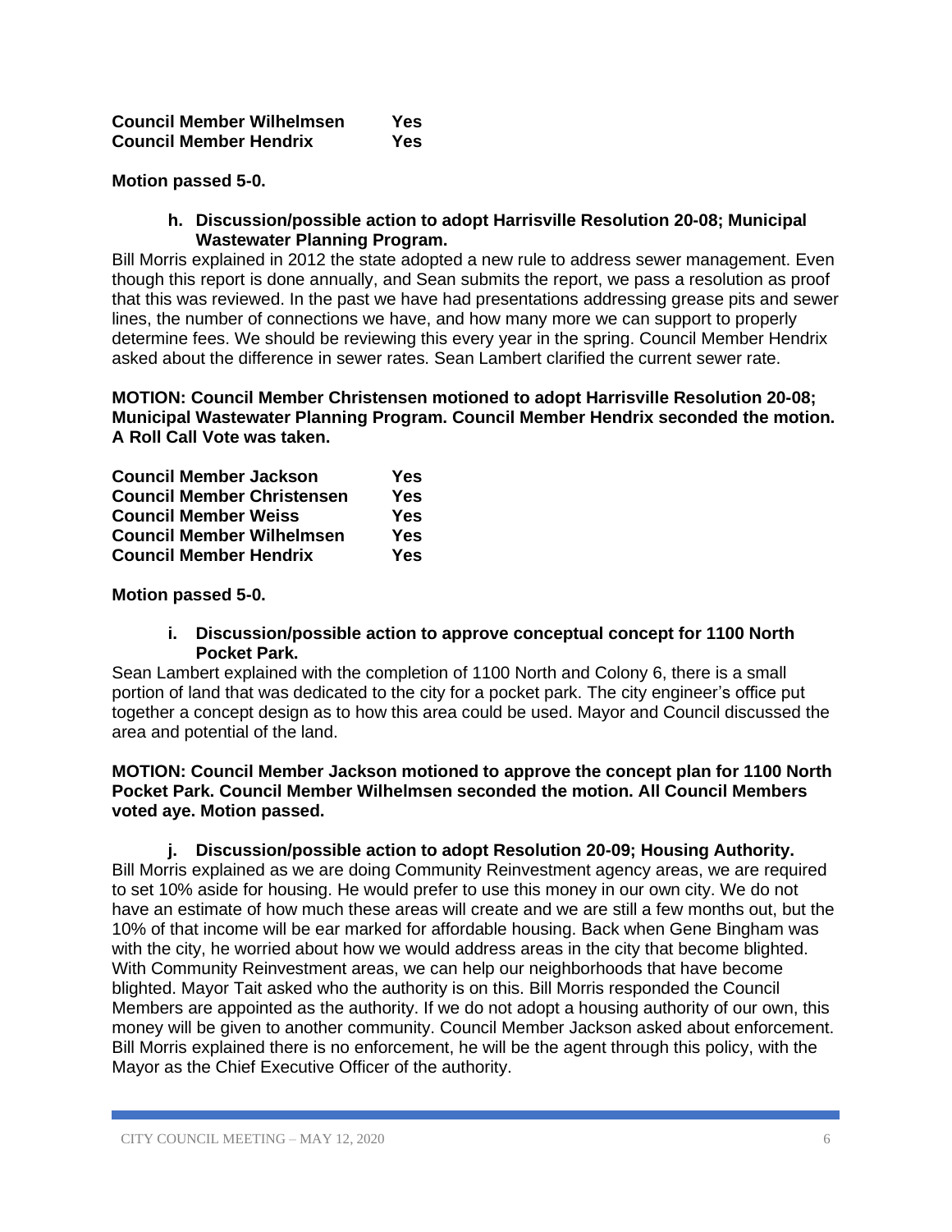| | |
|---|---|
| **Council Member Wilhelmsen** | **Yes** |
| **Council Member Hendrix** | **Yes** |

**Motion passed 5-0.**

**h. Discussion/possible action to adopt Harrisville Resolution 20-08; Municipal Wastewater Planning Program.**

Bill Morris explained in 2012 the state adopted a new rule to address sewer management. Even though this report is done annually, and Sean submits the report, we pass a resolution as proof that this was reviewed. In the past we have had presentations addressing grease pits and sewer lines, the number of connections we have, and how many more we can support to properly determine fees. We should be reviewing this every year in the spring. Council Member Hendrix asked about the difference in sewer rates. Sean Lambert clarified the current sewer rate.

**MOTION: Council Member Christensen motioned to adopt Harrisville Resolution 20-08; Municipal Wastewater Planning Program. Council Member Hendrix seconded the motion. A Roll Call Vote was taken.**

| | |
|---|---|
| **Council Member Jackson** | **Yes** |
| **Council Member Christensen** | **Yes** |
| **Council Member Weiss** | **Yes** |
| **Council Member Wilhelmsen** | **Yes** |
| **Council Member Hendrix** | **Yes** |

**Motion passed 5-0.**

**i. Discussion/possible action to approve conceptual concept for 1100 North Pocket Park.**

Sean Lambert explained with the completion of 1100 North and Colony 6, there is a small portion of land that was dedicated to the city for a pocket park. The city engineer's office put together a concept design as to how this area could be used. Mayor and Council discussed the area and potential of the land.

**MOTION: Council Member Jackson motioned to approve the concept plan for 1100 North Pocket Park. Council Member Wilhelmsen seconded the motion. All Council Members voted aye. Motion passed.**

**j. Discussion/possible action to adopt Resolution 20-09; Housing Authority.**

Bill Morris explained as we are doing Community Reinvestment agency areas, we are required to set 10% aside for housing. He would prefer to use this money in our own city. We do not have an estimate of how much these areas will create and we are still a few months out, but the 10% of that income will be ear marked for affordable housing. Back when Gene Bingham was with the city, he worried about how we would address areas in the city that become blighted. With Community Reinvestment areas, we can help our neighborhoods that have become blighted. Mayor Tait asked who the authority is on this. Bill Morris responded the Council Members are appointed as the authority. If we do not adopt a housing authority of our own, this money will be given to another community. Council Member Jackson asked about enforcement. Bill Morris explained there is no enforcement, he will be the agent through this policy, with the Mayor as the Chief Executive Officer of the authority.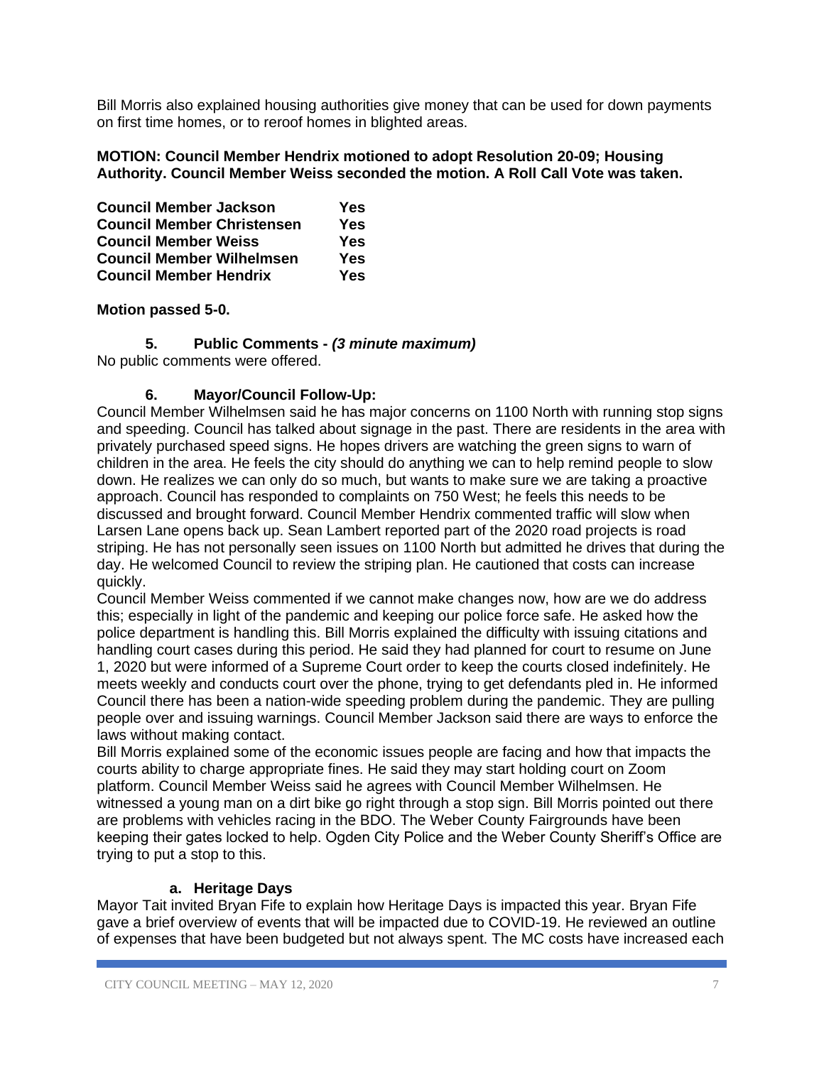Bill Morris also explained housing authorities give money that can be used for down payments on first time homes, or to reroof homes in blighted areas.

**MOTION: Council Member Hendrix motioned to adopt Resolution 20-09; Housing Authority. Council Member Weiss seconded the motion. A Roll Call Vote was taken.**

| | |
|---|---|
| **Council Member Jackson** | **Yes** |
| **Council Member Christensen** | **Yes** |
| **Council Member Weiss** | **Yes** |
| **Council Member Wilhelmsen** | **Yes** |
| **Council Member Hendrix** | **Yes** |

**Motion passed 5-0.**

### 5. Public Comments - *(3 minute maximum)*

No public comments were offered.

### 6. Mayor/Council Follow-Up:

Council Member Wilhelmsen said he has major concerns on 1100 North with running stop signs and speeding. Council has talked about signage in the past. There are residents in the area with privately purchased speed signs. He hopes drivers are watching the green signs to warn of children in the area. He feels the city should do anything we can to help remind people to slow down. He realizes we can only do so much, but wants to make sure we are taking a proactive approach. Council has responded to complaints on 750 West; he feels this needs to be discussed and brought forward. Council Member Hendrix commented traffic will slow when Larsen Lane opens back up. Sean Lambert reported part of the 2020 road projects is road striping. He has not personally seen issues on 1100 North but admitted he drives that during the day. He welcomed Council to review the striping plan. He cautioned that costs can increase quickly.

Council Member Weiss commented if we cannot make changes now, how are we do address this; especially in light of the pandemic and keeping our police force safe. He asked how the police department is handling this. Bill Morris explained the difficulty with issuing citations and handling court cases during this period. He said they had planned for court to resume on June 1, 2020 but were informed of a Supreme Court order to keep the courts closed indefinitely. He meets weekly and conducts court over the phone, trying to get defendants pled in. He informed Council there has been a nation-wide speeding problem during the pandemic. They are pulling people over and issuing warnings. Council Member Jackson said there are ways to enforce the laws without making contact.

Bill Morris explained some of the economic issues people are facing and how that impacts the courts ability to charge appropriate fines. He said they may start holding court on Zoom platform. Council Member Weiss said he agrees with Council Member Wilhelmsen. He witnessed a young man on a dirt bike go right through a stop sign. Bill Morris pointed out there are problems with vehicles racing in the BDO. The Weber County Fairgrounds have been keeping their gates locked to help. Ogden City Police and the Weber County Sheriff's Office are trying to put a stop to this.

#### a. Heritage Days

Mayor Tait invited Bryan Fife to explain how Heritage Days is impacted this year. Bryan Fife gave a brief overview of events that will be impacted due to COVID-19. He reviewed an outline of expenses that have been budgeted but not always spent. The MC costs have increased each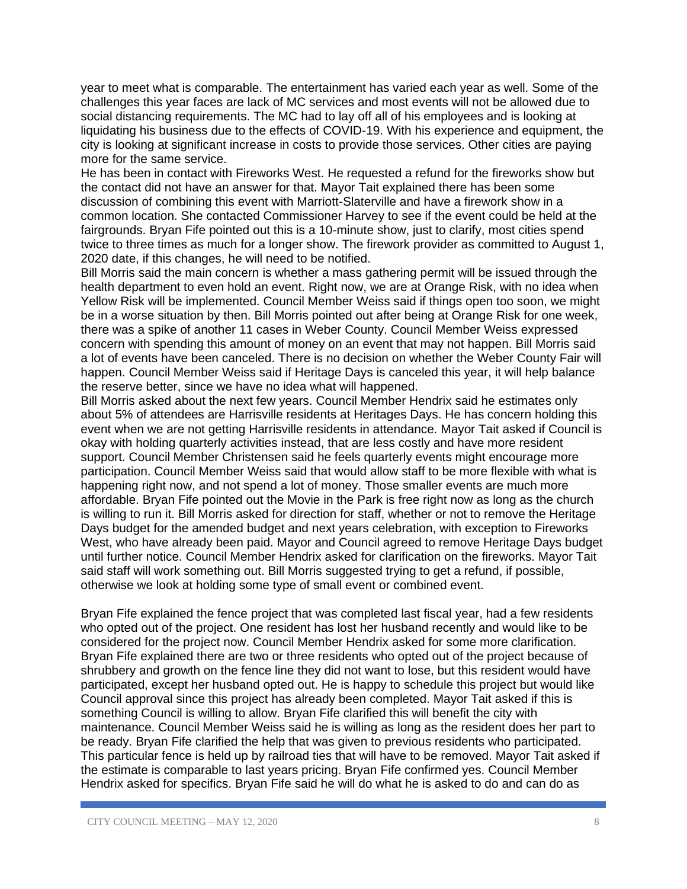year to meet what is comparable. The entertainment has varied each year as well. Some of the challenges this year faces are lack of MC services and most events will not be allowed due to social distancing requirements. The MC had to lay off all of his employees and is looking at liquidating his business due to the effects of COVID-19. With his experience and equipment, the city is looking at significant increase in costs to provide those services. Other cities are paying more for the same service.

He has been in contact with Fireworks West. He requested a refund for the fireworks show but the contact did not have an answer for that. Mayor Tait explained there has been some discussion of combining this event with Marriott-Slaterville and have a firework show in a common location. She contacted Commissioner Harvey to see if the event could be held at the fairgrounds. Bryan Fife pointed out this is a 10-minute show, just to clarify, most cities spend twice to three times as much for a longer show. The firework provider as committed to August 1, 2020 date, if this changes, he will need to be notified.

Bill Morris said the main concern is whether a mass gathering permit will be issued through the health department to even hold an event. Right now, we are at Orange Risk, with no idea when Yellow Risk will be implemented. Council Member Weiss said if things open too soon, we might be in a worse situation by then. Bill Morris pointed out after being at Orange Risk for one week, there was a spike of another 11 cases in Weber County. Council Member Weiss expressed concern with spending this amount of money on an event that may not happen. Bill Morris said a lot of events have been canceled. There is no decision on whether the Weber County Fair will happen. Council Member Weiss said if Heritage Days is canceled this year, it will help balance the reserve better, since we have no idea what will happened.

Bill Morris asked about the next few years. Council Member Hendrix said he estimates only about 5% of attendees are Harrisville residents at Heritages Days. He has concern holding this event when we are not getting Harrisville residents in attendance. Mayor Tait asked if Council is okay with holding quarterly activities instead, that are less costly and have more resident support. Council Member Christensen said he feels quarterly events might encourage more participation. Council Member Weiss said that would allow staff to be more flexible with what is happening right now, and not spend a lot of money. Those smaller events are much more affordable. Bryan Fife pointed out the Movie in the Park is free right now as long as the church is willing to run it. Bill Morris asked for direction for staff, whether or not to remove the Heritage Days budget for the amended budget and next years celebration, with exception to Fireworks West, who have already been paid. Mayor and Council agreed to remove Heritage Days budget until further notice. Council Member Hendrix asked for clarification on the fireworks. Mayor Tait said staff will work something out. Bill Morris suggested trying to get a refund, if possible, otherwise we look at holding some type of small event or combined event.

Bryan Fife explained the fence project that was completed last fiscal year, had a few residents who opted out of the project. One resident has lost her husband recently and would like to be considered for the project now. Council Member Hendrix asked for some more clarification. Bryan Fife explained there are two or three residents who opted out of the project because of shrubbery and growth on the fence line they did not want to lose, but this resident would have participated, except her husband opted out. He is happy to schedule this project but would like Council approval since this project has already been completed. Mayor Tait asked if this is something Council is willing to allow. Bryan Fife clarified this will benefit the city with maintenance. Council Member Weiss said he is willing as long as the resident does her part to be ready. Bryan Fife clarified the help that was given to previous residents who participated. This particular fence is held up by railroad ties that will have to be removed. Mayor Tait asked if the estimate is comparable to last years pricing. Bryan Fife confirmed yes. Council Member Hendrix asked for specifics. Bryan Fife said he will do what he is asked to do and can do as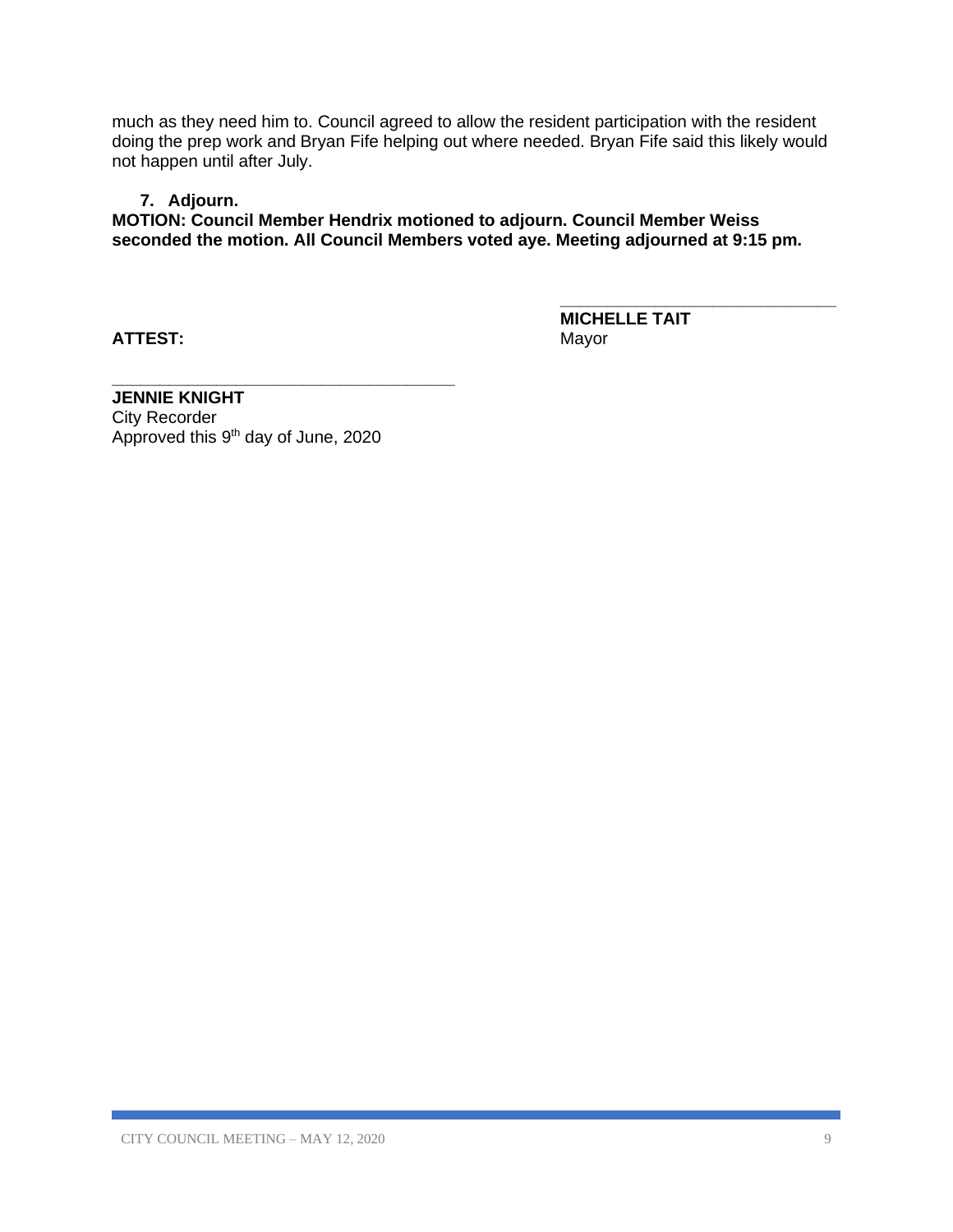much as they need him to. Council agreed to allow the resident participation with the resident doing the prep work and Bryan Fife helping out where needed. Bryan Fife said this likely would not happen until after July.

**7. Adjourn.**

**MOTION: Council Member Hendrix motioned to adjourn. Council Member Weiss seconded the motion. All Council Members voted aye. Meeting adjourned at 9:15 pm.**

\_\_\_\_\_\_\_\_\_\_\_\_\_\_\_\_\_\_\_\_\_\_\_\_\_\_\_\_\_\_
**MICHELLE TAIT**
Mayor

**ATTEST:**

\_\_\_\_\_\_\_\_\_\_\_\_\_\_\_\_\_\_\_\_\_\_\_\_\_\_\_\_\_\_\_\_\_\_\_\_\_\_
**JENNIE KNIGHT**
City Recorder
Approved this 9th day of June, 2020